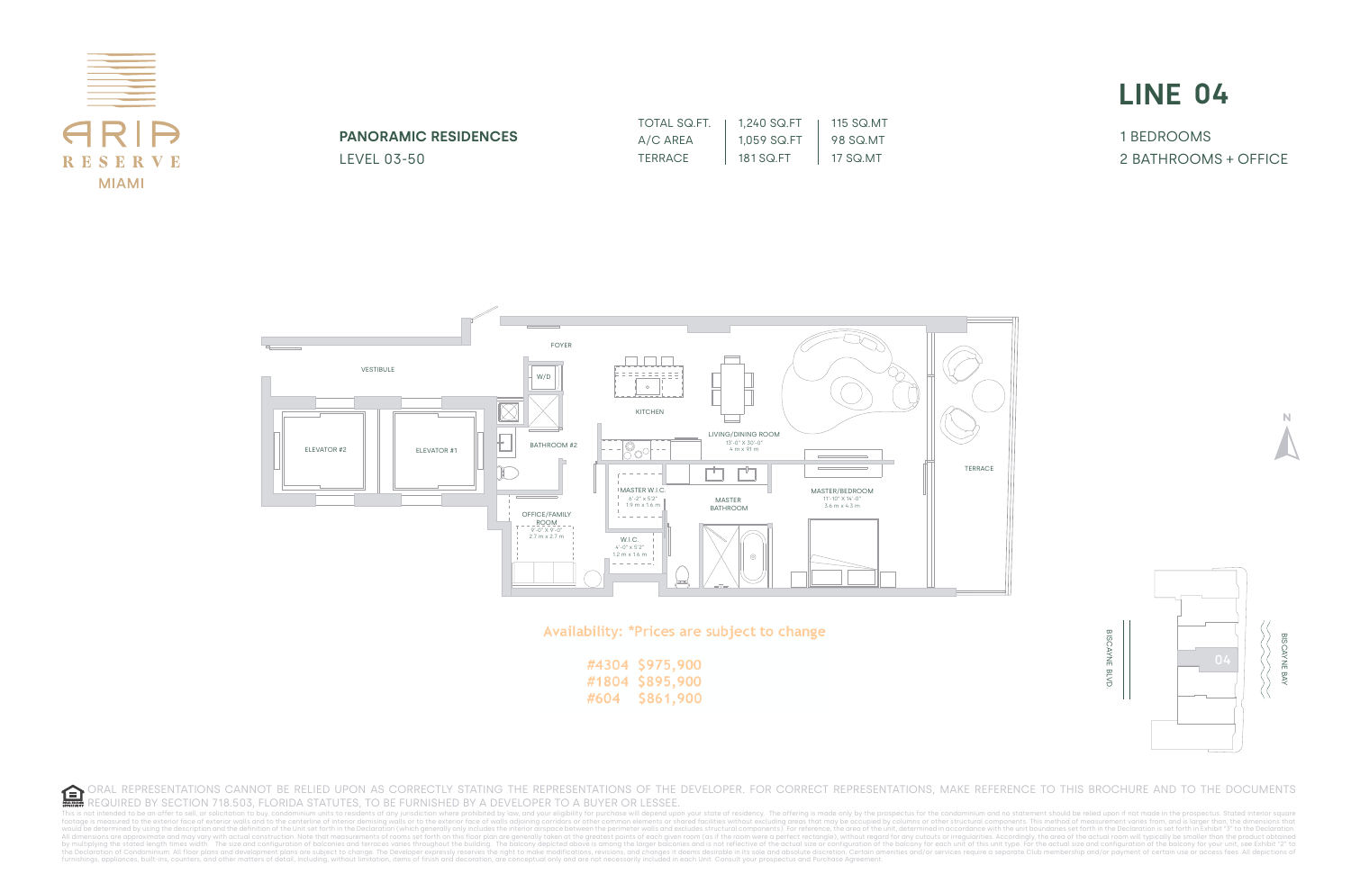ARIA RESERVE MIAMI

## PANORAMIC RESIDENCES

LEVEL 03-50

| | | |
|---|---|---|
| TOTAL SQ.FT. | 1,240 SQ.FT | 115 SQ.MT |
| A/C AREA | 1,059 SQ.FT | 98 SQ.MT |
| TERRACE | 181 SQ.FT | 17 SQ.MT |

# LINE 04

1 BEDROOMS

2 BATHROOMS + OFFICE

FOYER

VESTIBULE

W/D

KITCHEN

LIVING/DINING ROOM
13'-0" X 30'-0"
4 m x 9.1 m

ELEVATOR #2

ELEVATOR #1

BATHROOM #2

TERRACE

MASTER W.I.C.
6'-2" x 5'2"
1.9 m x 1.6 m

MASTER BATHROOM

MASTER/BEDROOM
11'-10" X 14'-0"
3.6 m x 4.3 m

OFFICE/FAMILY ROOM
9'-0" X 9'-0"
2.7 m x 2.7 m

W.I.C.
4'-0" x 5'2"
1.2 m x 1.6 m

N

BISCAYNE BLVD.

04

BISCAYNE BAY

Availability: *Prices are subject to change

#4304 $975,900
#1804 $895,900
#604 $861,900

ORAL REPRESENTATIONS CANNOT BE RELIED UPON AS CORRECTLY STATING THE REPRESENTATIONS OF THE DEVELOPER. FOR CORRECT REPRESENTATIONS, MAKE REFERENCE TO THIS BROCHURE AND TO THE DOCUMENTS REQUIRED BY SECTION 718.503, FLORIDA STATUTES, TO BE FURNISHED BY A DEVELOPER TO A BUYER OR LESSEE.

This is not intended to be an offer to sell, or solicitation to buy, condominium units to residents of any jurisdiction where prohibited by law, and your eligibility for purchase will depend upon your state of residency. The offering is made only by the prospectus for the condominium and no statement should be relied upon if not made in the prospectus. Stated interior square footage is measured to the exterior face of exterior walls and to the centerline of interior demising walls or to the exterior face of walls adjoining corridors or other common elements or shared facilities without excluding areas that may be occupied by columns or other structural components. This method of measurement varies from, and is larger than, the dimensions that would be determined by using the description and the definition of the Unit set forth in the Declaration (which generally only includes the interior airspace between the perimeter walls and excludes structural components). For reference, the area of the unit, determined in accordance with the unit boundaries set forth in the Declaration is set forth in Exhibit "3" to the Declaration. All dimensions are approximate and may vary with actual construction. Note that measurements of rooms set forth on this floor plan are generally taken at the greatest points of each given room (as if the room were a perfect rectangle), without regard for any cutouts or irregularities. Accordingly, the area of the actual room will typically be smaller than the product obtained by multiplying the stated length times width. The size and configuration of balconies and terraces varies throughout the building. The balcony depicted above is among the larger balconies and is not reflective of the actual size or configuration of the balcony for each unit of this unit type. For the actual size and configuration of the balcony for your unit, see Exhibit "2" to the Declaration of Condominium. All floor plans and development plans are subject to change. The Developer expressly reserves the right to make modifications, revisions, and changes it deems desirable in its sole and absolute discretion. Certain amenities and/or services require a separate Club membership and/or payment of certain use or access fees. All depictions of furnishings, appliances, built-ins, counters, and other matters of detail, including, without limitation, items of finish and decoration, are conceptual only and are not necessarily included in each Unit. Consult your prospectus and Purchase Agreement.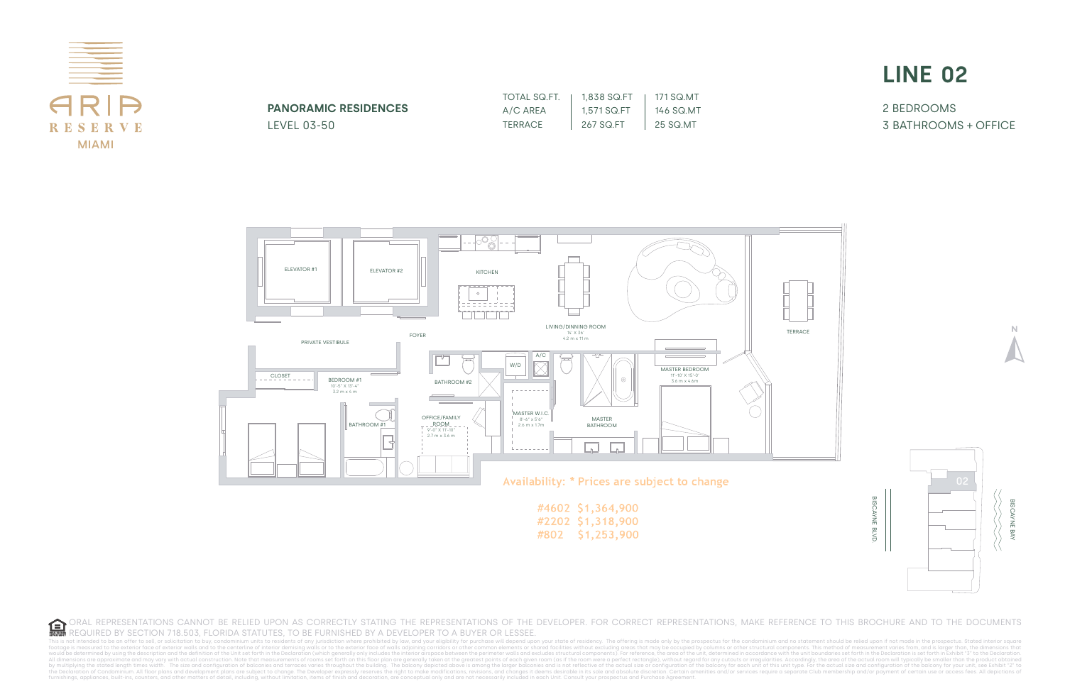ARIA RESERVE MIAMI

**PANORAMIC RESIDENCES**
LEVEL 03-50

| | | |
|---|---|---|
| TOTAL SQ.FT. | 1,838 SQ.FT | 171 SQ.MT |
| A/C AREA | 1,571 SQ.FT | 146 SQ.MT |
| TERRACE | 267 SQ.FT | 25 SQ.MT |

# LINE 02

2 BEDROOMS
3 BATHROOMS + OFFICE

ELEVATOR #1
ELEVATOR #2
KITCHEN
PRIVATE VESTIBULE
FOYER
LIVING/DINING ROOM
14' X 36'
4.2 m x 11 m
TERRACE
CLOSET
BEDROOM #1
10'-5" X 13'-4"
3.2 m x 4 m
BATHROOM #2
W/D
A/C
MASTER BEDROOM
11'-10" X 15'-0"
3.6 m x 4.6 m
BATHROOM #1
OFFICE/FAMILY ROOM
9'-0" X 11'-10"
2.7 m x 3.6 m
MASTER W.I.C.
8'-6" X 5'6"
2.6 m x 1.7m
MASTER BATHROOM

N

BISCAYNE BLVD.
02
BISCAYNE BAY

Availability: * Prices are subject to change

#4602 $1,364,900
#2202 $1,318,900
#802 $1,253,900

ORAL REPRESENTATIONS CANNOT BE RELIED UPON AS CORRECTLY STATING THE REPRESENTATIONS OF THE DEVELOPER. FOR CORRECT REPRESENTATIONS, MAKE REFERENCE TO THIS BROCHURE AND TO THE DOCUMENTS REQUIRED BY SECTION 718.503, FLORIDA STATUTES, TO BE FURNISHED BY A DEVELOPER TO A BUYER OR LESSEE.

This is not intended to be an offer to sell, or solicitation to buy, condominium units to residents of any jurisdiction where prohibited by law, and your eligibility for purchase will depend upon your state of residency. The offering is made only by the prospectus for the condominium and no statement should be relied upon if not made in the prospectus. Stated interior square footage is measured to the exterior face of exterior walls and to the centerline of interior demising walls or to the exterior face of walls adjoining corridors or other common elements or shared facilities without excluding areas that may be occupied by columns or other structural components. This method of measurement varies from, and is larger than, the dimensions that would be determined by using the description and the definition of the Unit set forth in the Declaration (which generally only includes the interior airspace between the perimeter walls and excludes structural components). For reference, the area of the unit, determined in accordance with the unit boundaries set forth in the Declaration is set forth in Exhibit "3" to the Declaration. All dimensions are approximate and may vary with actual construction. Note that measurements of rooms set forth on this floor plan are generally taken at the greatest points of each given room (as if the room were a perfect rectangle), without regard for any cutouts or irregularities. Accordingly, the area of the actual room will typically be smaller than the product obtained by multiplying the stated length times width. The size and configuration of balconies and terraces varies throughout the building. The balcony depicted above is among the larger balconies and is not reflective of the actual size or configuration of the balcony for each unit of this unit type. For the actual size and configuration of the balcony for your unit, see Exhibit "2" to the Declaration of Condominium. All floor plans and development plans are subject to change. The Developer expressly reserves the right to make modifications, revisions, and changes it deems desirable in its sole and absolute discretion. Certain amenities and/or services require a separate Club membership and/or payment of certain use or access fees. All depictions of furnishings, appliances, built-ins, counters, and other matters of detail, including, without limitation, items of finish and decoration, are conceptual only and are not necessarily included in each Unit. Consult your prospectus and Purchase Agreement.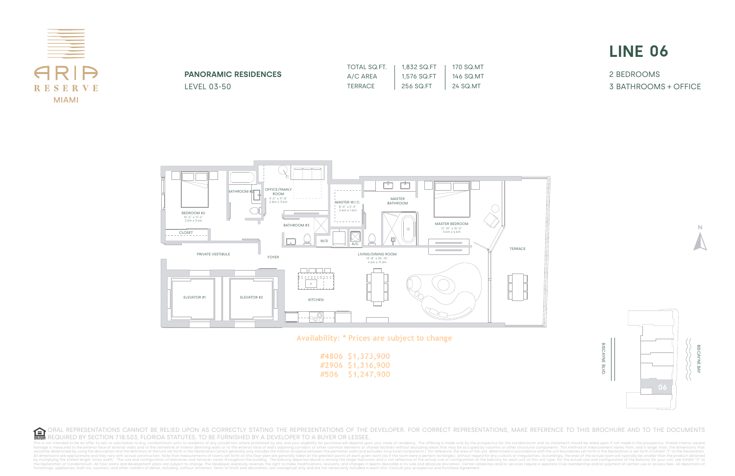# ARIA RESERVE MIAMI

## PANORAMIC RESIDENCES

LEVEL 03-50

| | | |
|---|---|---|
| TOTAL SQ.FT. | 1,832 SQ.FT | 170 SQ.MT |
| A/C AREA | 1,576 SQ.FT | 146 SQ.MT |
| TERRACE | 256 SQ.FT | 24 SQ.MT |

## LINE 06

2 BEDROOMS

3 BATHROOMS + OFFICE

BEDROOM #2
10'-5" x 11'-2"
3.2m x 3.4m

BATHROOM #2

OFFICE/FAMILY ROOM
9'-2" x 11'-8"
2.8m x 3.6m

MASTER W.I.C.
8'-0" x 5'-9"
2.4m x 1.6m

MASTER BATHROOM

MASTER BEDROOM
11'-10" x 15'-0"
3.6m x 4.6m

CLOSET

BATHROOM #3

W/D

A/C

PRIVATE VESTIBULE

FOYER

LIVING/DINING ROOM
13'-8" x 36'-10"
4.2m x 11.2m

TERRACE

ELEVATOR #1

ELEVATOR #2

KITCHEN

N

BISCAYNE BLVD.

BISCAYNE BAY

06

Availability: * Prices are subject to change

#4806 $1,373,900
#2906 $1,316,900
#506 $1,247,900

ORAL REPRESENTATIONS CANNOT BE RELIED UPON AS CORRECTLY STATING THE REPRESENTATIONS OF THE DEVELOPER. FOR CORRECT REPRESENTATIONS, MAKE REFERENCE TO THIS BROCHURE AND TO THE DOCUMENTS REQUIRED BY SECTION 718.503, FLORIDA STATUTES, TO BE FURNISHED BY A DEVELOPER TO A BUYER OR LESSEE.

This is not intended to be an offer to sell, or solicitation to buy, condominium units to residents of any jurisdiction where prohibited by law, and your eligibility for purchase will depend upon your state of residency. The offering is made only by the prospectus for the condominium and no statement should be relied upon if not made in the prospectus. Stated interior square footage is measured to the exterior face of exterior walls and to the centerline of interior demising walls or to the exterior face of walls adjoining corridors or other common elements or shared facilities without excluding areas that may be occupied by columns or other structural components. This method of measurement varies from, and is larger than, the dimensions that would be determined by using the description and the definition of the Unit set forth in the Declaration (which generally only includes the interior airspace between the perimeter walls and excludes structural components). For reference, the area of the unit, determined in accordance with the unit boundaries set forth in the Declaration is set forth in Exhibit "3" to the Declaration. All dimensions are approximate and may vary with actual construction. Note that measurements of rooms set forth on this floor plan are generally taken at the greatest points of each given room (as if the room were a perfect rectangle), without regard for any cutouts or irregularities. Accordingly, the area of the actual room will typically be smaller than the product obtained by multiplying the stated length times width. The size and configuration of balconies and terraces varies throughout the building. The balcony depicted above is among the larger balconies and is not reflective of the actual size or configuration of the balcony for each unit of this unit type. For the actual size and configuration of the balcony for your unit, see Exhibit "2" to the Declaration of Condominium. All floor plans and development plans are subject to change. The Developer expressly reserves the right to make modifications, revisions, and changes it deems desirable in its sole and absolute discretion. Certain amenities and/or services require a separate Club membership and/or payment of certain use or access fees. All depictions of furnishings, appliances, built-ins, counters, and other matters of detail, including, without limitation, items of finish and decoration, are conceptual only and are not necessarily included in each Unit. Consult your prospectus and Purchase Agreement.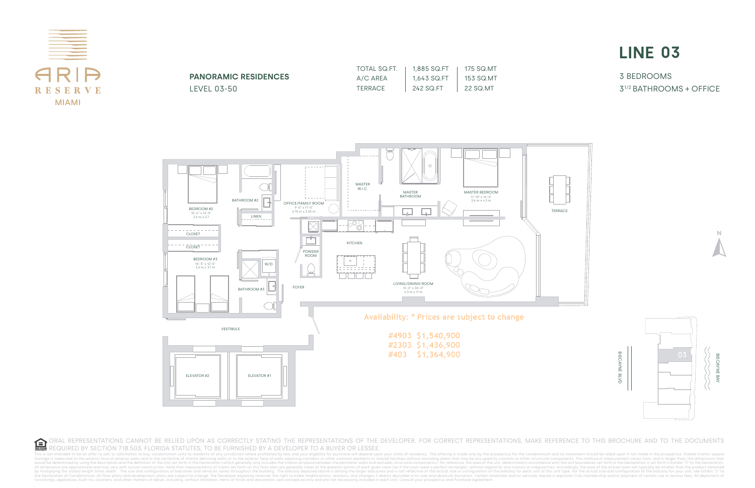ARIA RESERVE MIAMI

## PANORAMIC RESIDENCES

LEVEL 03-50

| | | |
|---|---|---|
| TOTAL SQ.FT. | 1,885 SQ.FT | 175 SQ.MT |
| A/C AREA | 1,643 SQ.FT | 153 SQ.MT |
| TERRACE | 242 SQ.FT | 22 SQ.MT |

# LINE 03

3 BEDROOMS

3 1/2 BATHROOMS + OFFICE

BEDROOM #2
10'-4" x 12'-0"
3.2 m x 3.7

BATHROOM #2

LINEN

CLOSET

CLOSET

BEDROOM #3
10'-5" x 12'-0"
3.2 m x 3.7 m

W/D

BATHROOM #3

OFFICE/FAMILY ROOM
9'-0" x 11'-0"
2.75 m x 3.35 m

POWDER ROOM

FOYER

VESTIBULE

ELEVATOR #2

ELEVATOR #1

MASTER W.I.C.

MASTER BATHROOM

MASTER BEDROOM
11'-10" x 14'-0"
3.6 m x 4.3 m

KITCHEN

LIVING/DINING ROOM
14'-0" x 36'-0"
4.3 m x 11 m

TERRACE

N

BISCAYNE BLVD.

03

BISCAYNE BAY

Availability: * Prices are subject to change

#4903 $1,540,900

#2303 $1,436,900

#403 $1,364,900

ORAL REPRESENTATIONS CANNOT BE RELIED UPON AS CORRECTLY STATING THE REPRESENTATIONS OF THE DEVELOPER. FOR CORRECT REPRESENTATIONS, MAKE REFERENCE TO THIS BROCHURE AND TO THE DOCUMENTS REQUIRED BY SECTION 718.503, FLORIDA STATUTES, TO BE FURNISHED BY A DEVELOPER TO A BUYER OR LESSEE.

This is not intended to be an offer to sell, or solicitation to buy, condominium units to residents of any jurisdiction where prohibited by law, and your eligibility for purchase will depend upon your state of residency. The offering is made only by the prospectus for the condominium and no statement should be relied upon if not made in the prospectus. Stated interior square footage is measured to the exterior face of exterior walls and to the centerline of interior demising walls or to the exterior face of walls adjoining corridors or other common elements or shared facilities without excluding areas that may be occupied by columns or other structural components. This method of measurement varies from, and is larger than, the dimensions that would be determined by using the description and the definition of the Unit set forth in the Declaration (which generally only includes the interior airspace between the perimeter walls and excludes structural components). For reference, the area of the unit, determined in accordance with the unit boundaries set forth in the Declaration is set forth in Exhibit "3" to the Declaration. All dimensions are approximate and may vary with actual construction. Note that measurements of rooms set forth on this floor plan are generally taken at the greatest points of each given room (as if the room were a perfect rectangle), without regard for any cutouts or irregularities. Accordingly, the area of the actual room will typically be smaller than the product obtained by multiplying the stated length times width. The size and configuration of balconies and terraces varies throughout the building. The balcony depicted above is among the larger balconies and is not reflective of the actual size or configuration of the balcony for each unit of this unit type. For the actual size and configuration of the balcony for your unit, see Exhibit "2" to the Declaration of Condominium. All floor plans and development plans are subject to change. The Developer expressly reserves the right to make modifications, revisions, and changes it deems desirable in its sole and absolute discretion. Certain amenities and/or services require a separate Club membership and/or payment of certain use or access fees. All depictions of furnishings, appliances, built-ins, counters, and other matters of detail, including, without limitation, items of finish and decoration, are conceptual only and are not necessarily included in each Unit. Consult your prospectus and Purchase Agreement.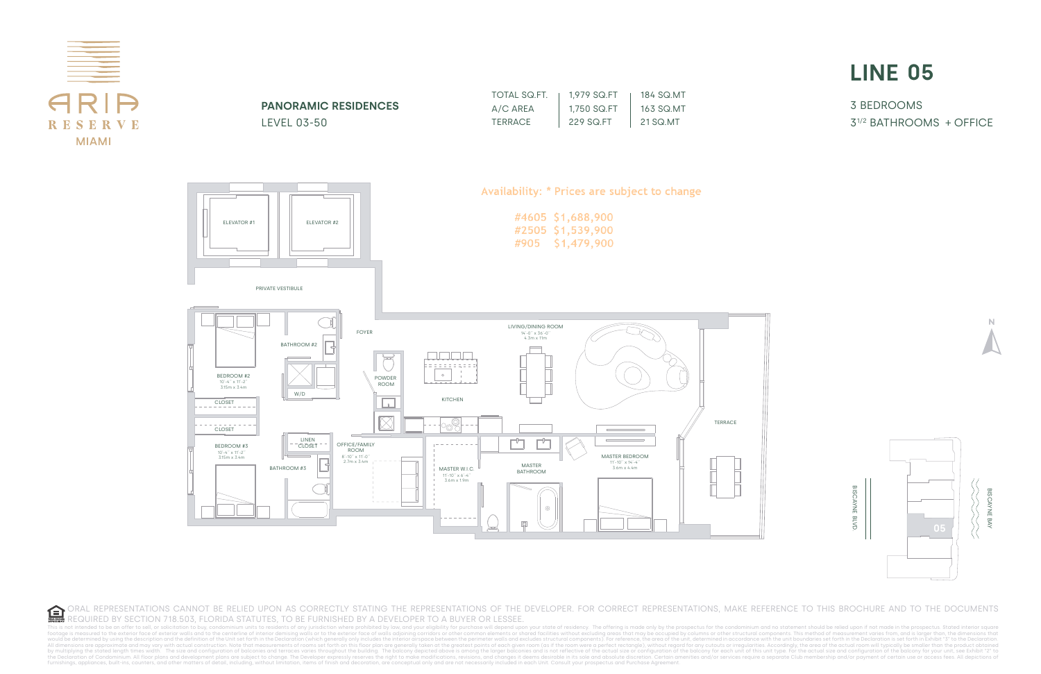ARIA RESERVE MIAMI

## LINE 05

3 BEDROOMS
3½ BATHROOMS + OFFICE

**PANORAMIC RESIDENCES**
LEVEL 03-50

| | | |
|---|---|---|
| TOTAL SQ.FT. | 1,979 SQ.FT | 184 SQ.MT |
| A/C AREA | 1,750 SQ.FT | 163 SQ.MT |
| TERRACE | 229 SQ.FT | 21 SQ.MT |

Availability: * Prices are subject to change

#4605 $1,688,900
#2505 $1,539,900
#905 $1,479,900

ELEVATOR #1
ELEVATOR #2
PRIVATE VESTIBULE
FOYER
BATHROOM #2
BEDROOM #2
10'-4" x 11'-2"
3.15m x 3.4m
W/D
CLOSET
CLOSET
POWDER ROOM
KITCHEN
LIVING/DINING ROOM
14'-0" x 36'-0"
4.3m x 11m
TERRACE
BEDROOM #3
10'-4" x 11'-2"
3.15m x 3.4m
BATHROOM #3
LINEN CLOSET
OFFICE/FAMILY ROOM
8'-10" x 11'-0"
2.7m x 3.4m
MASTER W.I.C.
11'-10" x 6'-4"
3.6m x 1.9m
MASTER BATHROOM
MASTER BEDROOM
11'-10" x 14'-4"
3.6m x 4.4m

N

BISCAYNE BLVD.
05
BISCAYNE BAY

ORAL REPRESENTATIONS CANNOT BE RELIED UPON AS CORRECTLY STATING THE REPRESENTATIONS OF THE DEVELOPER. FOR CORRECT REPRESENTATIONS, MAKE REFERENCE TO THIS BROCHURE AND TO THE DOCUMENTS REQUIRED BY SECTION 718.503, FLORIDA STATUTES, TO BE FURNISHED BY A DEVELOPER TO A BUYER OR LESSEE.

This is not intended to be an offer to sell, or solicitation to buy, condominium units to residents of any jurisdiction where prohibited by law, and your eligibility for purchase will depend upon your state of residency. The offering is made only by the prospectus for the condominium and no statement should be relied upon if not made in the prospectus. Stated interior square footage is measured to the exterior face of exterior walls and to the centerline of interior demising walls or to the exterior face of walls adjoining corridors or other common elements or shared facilities without excluding areas that may be occupied by columns or other structural components. This method of measurement varies from, and is larger than, the dimensions that would be determined by using the description and the definition of the Unit set forth in the Declaration (which generally only includes the interior airspace between the perimeter walls and excludes structural components). For reference, the area of the unit, determined in accordance with the unit boundaries set forth in the Declaration is set forth in Exhibit "3" to the Declaration. All dimensions are approximate and may vary with actual construction. Note that measurements of rooms set forth on this floor plan are generally taken at the greatest points of each given room (as if the room were a perfect rectangle), without regard for any cutouts or irregularities. Accordingly, the area of the actual room will typically be smaller than the product obtained by multiplying the stated length times width. The size and configuration of balconies and terraces varies throughout the building. The balcony depicted above is among the larger balconies and is not reflective of the actual size or configuration of the balcony for each unit of this unit type. For the actual size and configuration of the balcony for your unit, see Exhibit "2" to the Declaration of Condominium. All floor plans and development plans are subject to change. The Developer expressly reserves the right to make modifications, revisions, and changes it deems desirable in its sole and absolute discretion. Certain amenities and/or services require a separate Club membership and/or payment of certain use or access fees. All depictions of furnishings, appliances, built-ins, counters, and other matters of detail, including, without limitation, items of finish and decoration, are conceptual only and are not necessarily included in each Unit. Consult your prospectus and Purchase Agreement.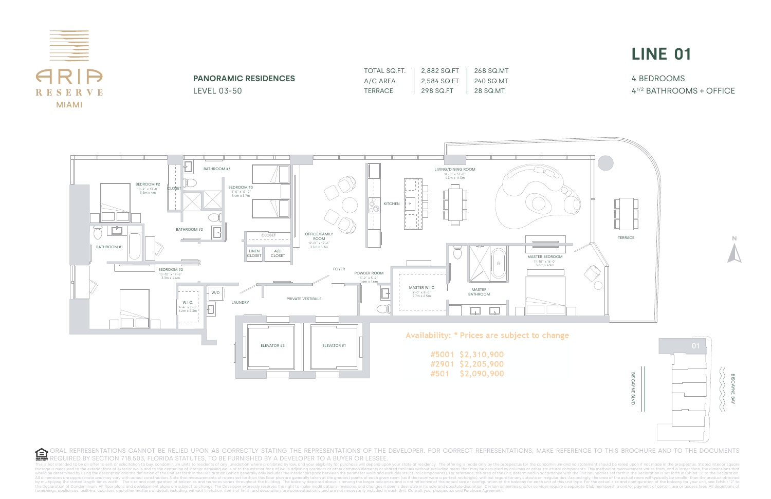ARIA RESERVE MIAMI

**PANORAMIC RESIDENCES**

LEVEL 03-50

| | | |
|---|---|---|
| TOTAL SQ.FT. | 2,882 SQ.FT | 268 SQ.MT |
| A/C AREA | 2,584 SQ.FT | 240 SQ.MT |
| TERRACE | 298 SQ.FT | 28 SQ.MT |

# LINE 01

4 BEDROOMS

4 1/2 BATHROOMS + OFFICE

BATHROOM #3

BEDROOM #2
10'-9" x 13'-0"
3.3m x 4m

CLOSET

BEDROOM #3
11'-0" x 12'-0"
3.4m x 3.7m

BATHROOM #2

BATHROOM #1

CLOSET

LINEN CLOSET

A/C CLOSET

OFFICE/FAMILY ROOM
12'-0" x 17'-6"
3.7m x 5.3m

KITCHEN

LIVING/DINING ROOM
14'-0" x 37'-0"
4.3m x 11.3m

TERRACE

MASTER BEDROOM
11'-10" x 16'-0"
3.6m x 4.9m

FOYER

BEDROOM #2
10'-10" x 14'-6"
3.3m x 4.4m

POWDER ROOM
5'-2" x 5'-2"
1.6m x 1.6m

MASTER W.I.C
9'-0" x 8'-0"
2.7m x 2.5m

MASTER BATHROOM

W/D

W.I.C.
4'-4" x 7'-5"
1.2m x 2.3m

LAUNDRY

PRIVATE VESTIBULE

ELEVATOR #2

ELEVATOR #1

N

01

BISCAYNE BLVD.

BISCAYNE BAY

**Availability: * Prices are subject to change**

**#5001 $2,310,900**
**#2901 $2,205,900**
**#501 $2,090,900**

ORAL REPRESENTATIONS CANNOT BE RELIED UPON AS CORRECTLY STATING THE REPRESENTATIONS OF THE DEVELOPER. FOR CORRECT REPRESENTATIONS, MAKE REFERENCE TO THIS BROCHURE AND TO THE DOCUMENTS REQUIRED BY SECTION 718.503, FLORIDA STATUTES, TO BE FURNISHED BY A DEVELOPER TO A BUYER OR LESSEE.

This is not intended to be an offer to sell, or solicitation to buy, condominium units to residents of any jurisdiction where prohibited by law, and your eligibility for purchase will depend upon your state of residency. The offering is made only by the prospectus for the condominium and no statement should be relied upon if not made in the prospectus. Stated interior square footage is measured to the exterior face of exterior walls and to the centerline of interior demising walls or to the exterior face of walls adjoining corridors or other common elements or shared facilities without excluding areas that may be occupied by columns or other structural components. This method of measurement varies from, and is larger than, the dimensions that would be determined by using the description and the definition of the Unit set forth in the Declaration (which generally only includes the interior airspace between the perimeter walls and excludes structural components). For reference, the area of the unit, determined in accordance with the unit boundaries set forth in the Declaration is set forth in Exhibit "3" to the Declaration. All dimensions are approximate and may vary with actual construction. Note that measurements of rooms set forth on this floor plan are generally taken at the greatest points of each given room (as if the room were a perfect rectangle), without regard for any cutouts or irregularities. Accordingly, the area of the actual room will typically be smaller than the product obtained by multiplying the stated length times width. The size and configuration of balconies and terraces varies throughout the building. The balcony depicted above is among the larger balconies and is not reflective of the actual size or configuration of the balcony for each unit of this unit type. For the actual size and configuration of the balcony for your unit, see Exhibit "2" to the Declaration of Condominium. All floor plans and development plans are subject to change. The Developer expressly reserves the right to make modifications, revisions, and changes it deems desirable in its sole and absolute discretion. Certain amenities and/or services require a separate Club membership and/or payment of certain use or access fees. All depictions of furnishings, appliances, built-ins, counters, and other matters of detail, including, without limitation, items of finish and decoration, are conceptual only and are not necessarily included in each Unit. Consult your prospectus and Purchase Agreement.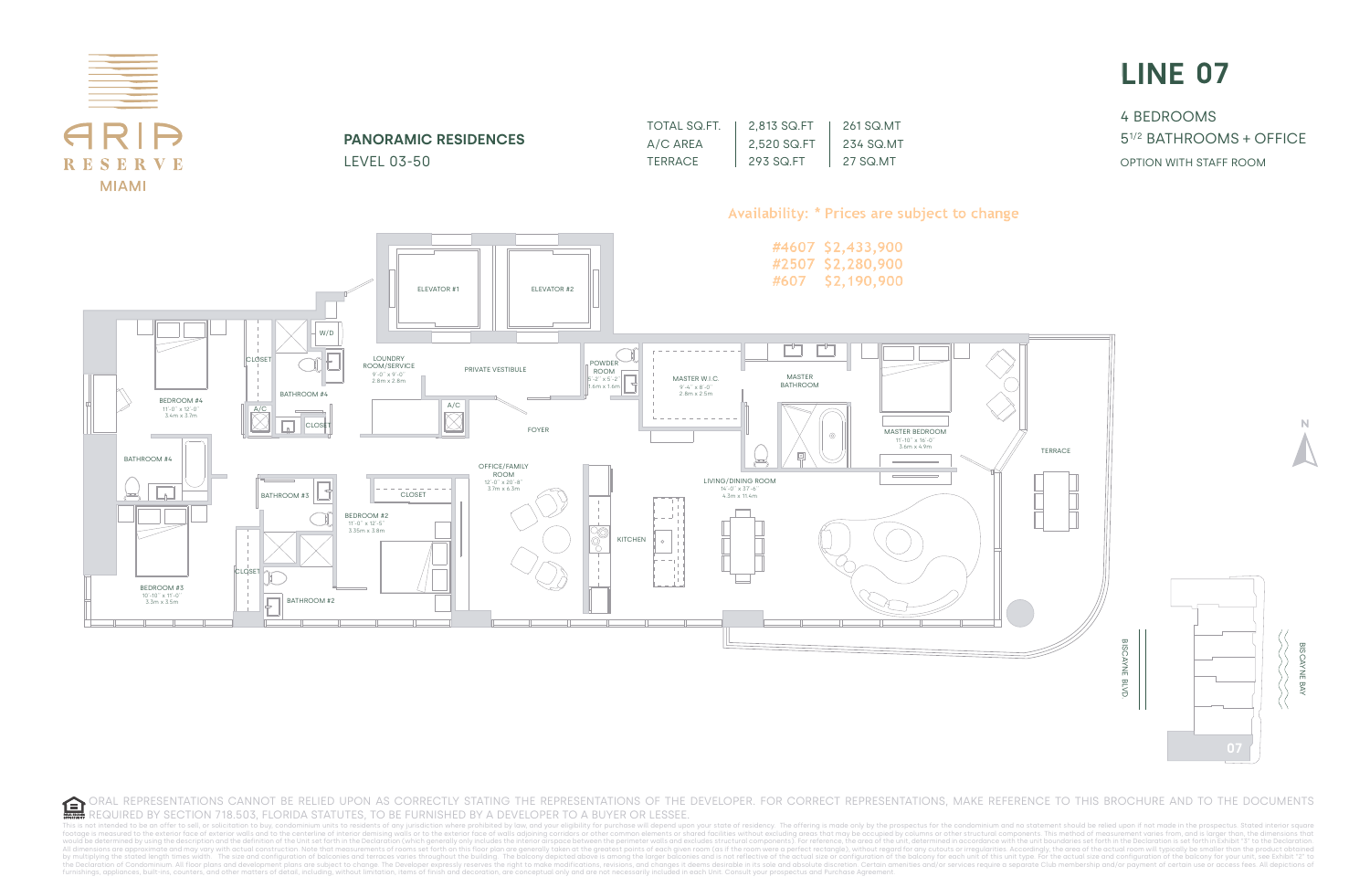ARIA RESERVE MIAMI

## PANORAMIC RESIDENCES

LEVEL 03-50

| | | |
|---|---|---|
| TOTAL SQ.FT. | 2,813 SQ.FT | 261 SQ.MT |
| A/C AREA | 2,520 SQ.FT | 234 SQ.MT |
| TERRACE | 293 SQ.FT | 27 SQ.MT |

# LINE 07

4 BEDROOMS

5[1/2] BATHROOMS + OFFICE

OPTION WITH STAFF ROOM

Availability: * Prices are subject to change

#4607 $2,433,900
#2507 $2,280,900
#607 $2,190,900

ELEVATOR #1

ELEVATOR #2

W/D

LOUNDRY ROOM/SERVICE
9'-0" x 9'-0"
2.8m x 2.8m

PRIVATE VESTIBULE

POWDER ROOM
5'-2" x 5'-2"
1.6m x 1.6m

MASTER W.I.C.
9'-4" x 8'-0"
2.8m x 2.5m

MASTER BATHROOM

MASTER BEDROOM
11'-10" x 16'-0"
3.6m x 4.9m

TERRACE

CLOSET

BATHROOM #4

BEDROOM #4
11'-0" x 12'-0"
3.4m x 3.7m

A/C

CLOSET

A/C

FOYER

BATHROOM #4

OFFICE/FAMILY ROOM
12'-0" x 20'-8"
3.7m x 6.3m

LIVING/DINING ROOM
14'-0" x 37'-6"
4.3m x 11.4m

BATHROOM #3

CLOSET

BEDROOM #2
11'-0" x 12'-5"
3.35m x 3.8m

KITCHEN

CLOSET

BEDROOM #3
10'-10" x 11'-0"
3.3m x 3.5m

BATHROOM #2

N

BISCAYNE BLVD.

BISCAYNE BAY

07

ORAL REPRESENTATIONS CANNOT BE RELIED UPON AS CORRECTLY STATING THE REPRESENTATIONS OF THE DEVELOPER. FOR CORRECT REPRESENTATIONS, MAKE REFERENCE TO THIS BROCHURE AND TO THE DOCUMENTS REQUIRED BY SECTION 718.503, FLORIDA STATUTES, TO BE FURNISHED BY A DEVELOPER TO A BUYER OR LESSEE.

This is not intended to be an offer to sell, or solicitation to buy, condominium units to residents of any jurisdiction where prohibited by law, and your eligibility for purchase will depend upon your state of residency. The offering is made only by the prospectus for the condominium and no statement should be relied upon if not made in the prospectus. Stated interior square footage is measured to the exterior face of exterior walls and to the centerline of interior demising walls or to the exterior face of walls adjoining corridors or other common elements or shared facilities without excluding areas that may be occupied by columns or other structural components. This method of measurement varies from, and is larger than, the dimensions that would be determined by using the description and the definition of the Unit set forth in the Declaration (which generally only includes the interior airspace between the perimeter walls and excludes structural components.). For reference, the area of the unit, determined in accordance with the unit boundaries set forth in the Declaration is set forth in Exhibit "3" to the Declaration. All dimensions are approximate and may vary with actual construction. Note that measurements of rooms set forth on this floor plan are generally taken at the greatest points of each given room (as if the room were a perfect rectangle), without regard for any cutouts or irregularities. Accordingly, the area of the actual room will typically be smaller than the product obtained by multiplying the stated length times width. The size and configuration of balconies and terraces varies throughout the building. The balcony depicted above is among the larger balconies and is not reflective of the actual size or configuration of the balcony for each unit of this unit type. For the actual size and configuration of the balcony for your unit, see Exhibit "2" to the Declaration of Condominium. All floor plans and development plans are subject to change. The Developer expressly reserves the right to make modifications, revisions, and changes it deems desirable in its sole and absolute discretion. Certain amenities and/or services require a separate Club membership and/or payment of certain use or access fees. All depictions of furnishings, appliances, built-ins, counters, and other matters of detail, including, without limitation, items of finish and decoration, are conceptual only and are not necessarily included in each Unit. Consult your prospectus and Purchase Agreement.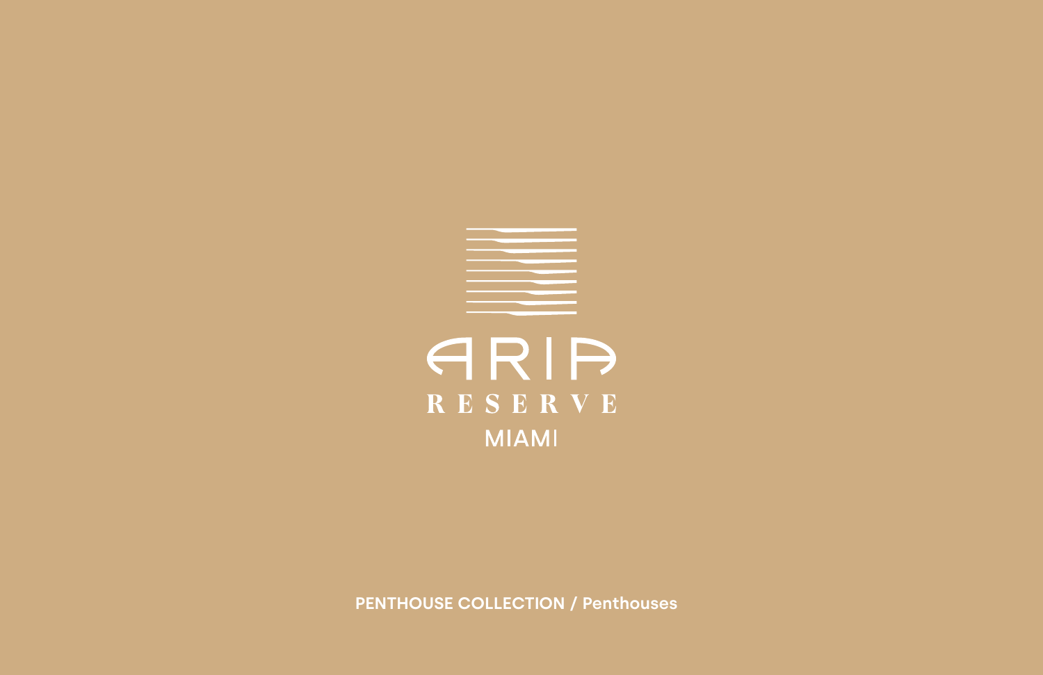ARIA

RESERVE

MIAMI

**PENTHOUSE COLLECTION / Penthouses**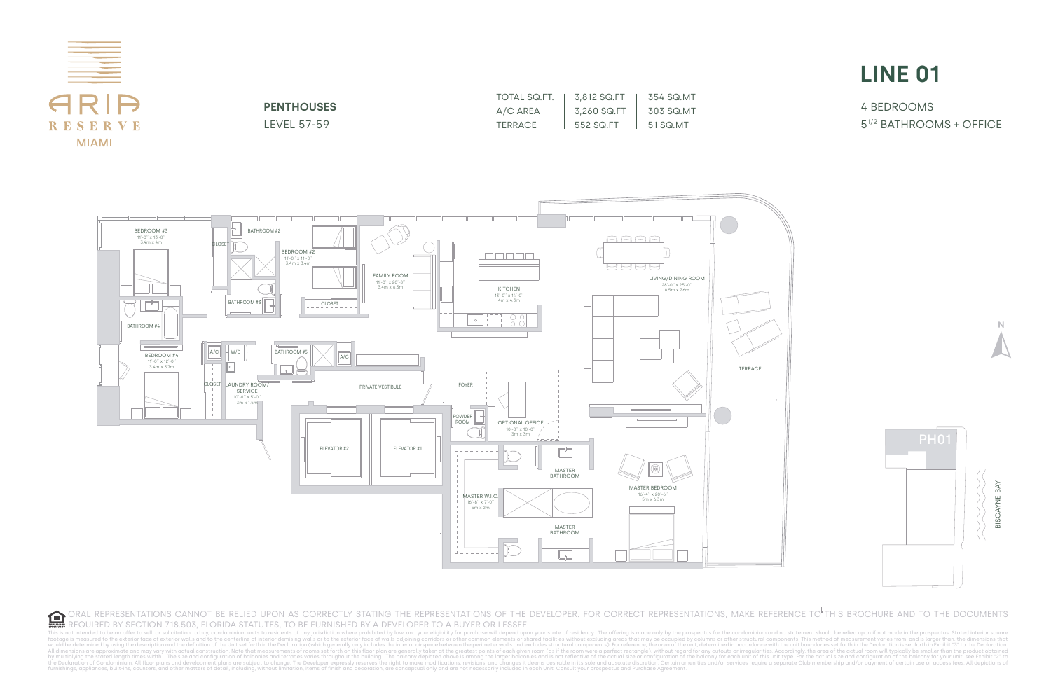ARIA RESERVE MIAMI

**PENTHOUSES**
LEVEL 57-59

| | | |
|---|---|---|
| TOTAL SQ.FT. | 3,812 SQ.FT | 354 SQ.MT |
| A/C AREA | 3,260 SQ.FT | 303 SQ.MT |
| TERRACE | 552 SQ.FT | 51 SQ.MT |

# LINE 01

4 BEDROOMS
5 1/2 BATHROOMS + OFFICE

BEDROOM #3
11'-0" x 13'-0"
3.4m x 4m

BATHROOM #2

CLOSET

BEDROOM #2
11'-0" x 11'-0"
3.4m x 3.4m

FAMILY ROOM
11'-0" x 20'-6"
3.4m x 6.3m

KITCHEN
13'-0" x 14'-0"
4m x 4.3m

LIVING/DINING ROOM
28'-0" x 25'-0"
8.5m x 7.6m

BATHROOM #3

CLOSET

BATHROOM #4

BEDROOM #4
11'-0" x 12'-0"
3.4m x 3.7m

A/C

W/D

BATHROOM #5

A/C

CLOSET

LAUNDRY ROOM/SERVICE
10'-0" x 5'-0"
3m x 1.5m

PRIVATE VESTIBULE

FOYER

TERRACE

POWDER ROOM

OPTIONAL OFFICE
10'-0" x 10'-0"
3m x 3m

ELEVATOR #2

ELEVATOR #1

MASTER BATHROOM

MASTER BEDROOM
16'-4" x 20'-6"
5m x 6.3m

MASTER W.I.C.
16'-8" x 7'-0"
5m x 2m

MASTER BATHROOM

N

PH01

BISCAYNE BAY

ORAL REPRESENTATIONS CANNOT BE RELIED UPON AS CORRECTLY STATING THE REPRESENTATIONS OF THE DEVELOPER. FOR CORRECT REPRESENTATIONS, MAKE REFERENCE TO THIS BROCHURE AND TO THE DOCUMENTS REQUIRED BY SECTION 718.503, FLORIDA STATUTES, TO BE FURNISHED BY A DEVELOPER TO A BUYER OR LESSEE.

This is not intended to be an offer to sell, or solicitation to buy, condominium units to residents of any jurisdiction where prohibited by law, and your eligibility for purchase will depend upon your state of residency. The offering is made only by the prospectus for the condominium and no statement should be relied upon if not made in the prospectus. Stated interior square footage is measured to the exterior face of exterior walls and to the centerline of interior demising walls or to the exterior face of walls adjoining corridors or other common elements or shared facilities without excluding areas that may be occupied by columns or other structural components. This method of measurement varies from, and is larger than, the dimensions that would be determined by using the description and the definition of the Unit set forth in the Declaration (which generally only includes the interior airspace between the perimeter walls and excludes structural components). For reference, the area of the unit, determined in accordance with the unit boundaries set forth in the Declaration is set forth in Exhibit "3" to the Declaration. All dimensions are approximate and may vary with actual construction. Note that measurements of rooms set forth on this floor plan are generally taken at the greatest points of each given room (as if the room were a perfect rectangle), without regard for any cutouts or irregularities. Accordingly, the area of the actual room will typically be smaller than the product obtained by multiplying the stated length times width. The size and configuration of balconies and terraces varies throughout the building. The balcony depicted above is among the larger balconies and is not reflective of the actual size or configuration of the balcony for each unit of this unit type. For the actual size and configuration of the balcony for your unit, see Exhibit "2" to the Declaration of Condominium. All floor plans and development plans are subject to change. The Developer expressly reserves the right to make modifications, revisions, and changes it deems desirable in its sole and absolute discretion. Certain amenities and/or services require a separate Club membership and/or payment of certain use or access fees. All depictions of furnishings, appliances, built-ins, counters, and other matters of detail, including, without limitation, items of finish and decoration, are conceptual only and are not necessarily included in each Unit. Consult your prospectus and Purchase Agreement.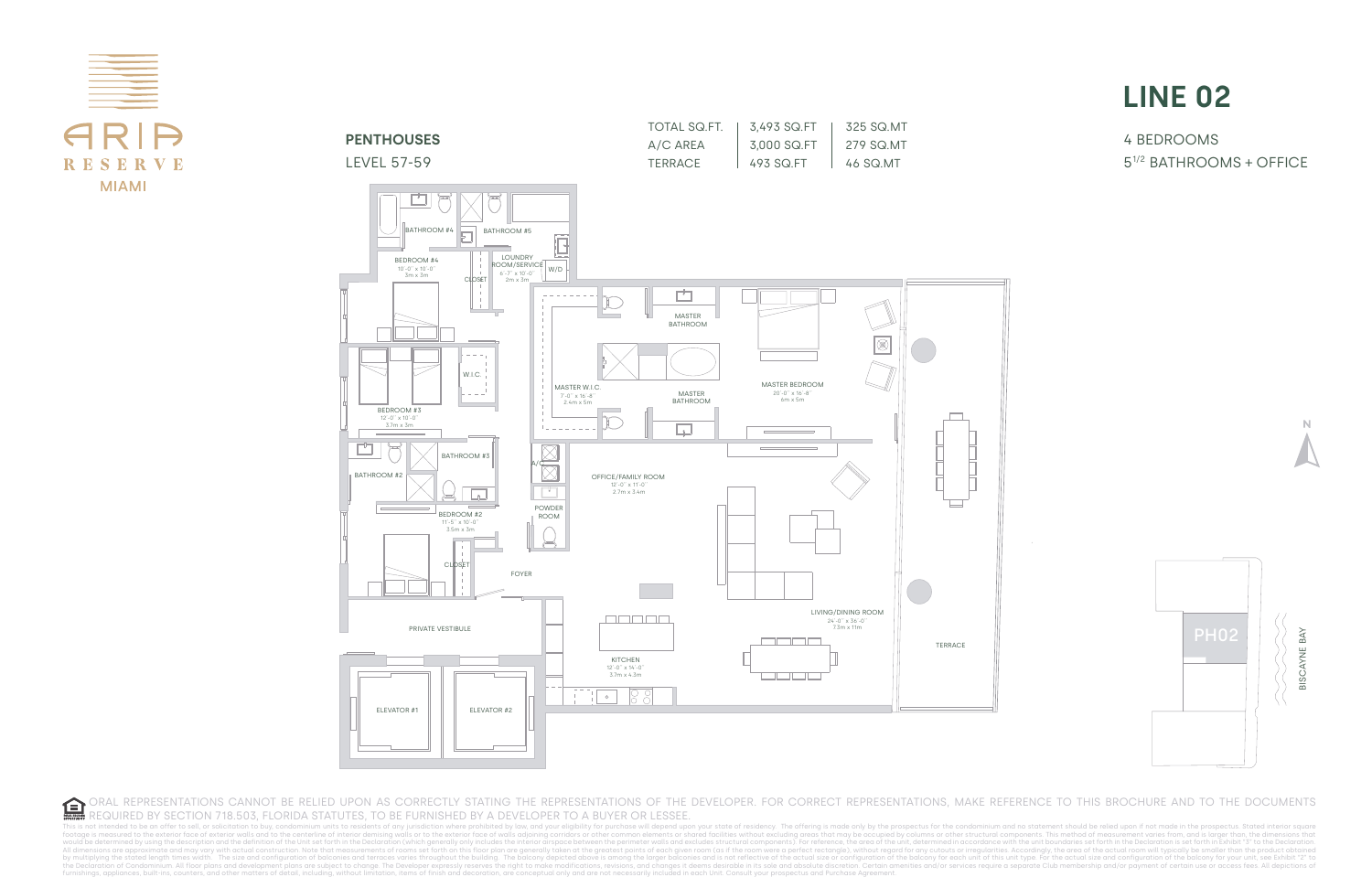# ARIA RESERVE MIAMI

## PENTHOUSES

LEVEL 57-59

| | | |
|---|---|---|
| TOTAL SQ.FT. | 3,493 SQ.FT | 325 SQ.MT |
| A/C AREA | 3,000 SQ.FT | 279 SQ.MT |
| TERRACE | 493 SQ.FT | 46 SQ.MT |

## LINE 02

4 BEDROOMS

5 1/2 BATHROOMS + OFFICE

BATHROOM #4

BATHROOM #5

BEDROOM #4
10'-0" x 10'-0"
3m x 3m

LOUNDRY ROOM/SERVICE
6'-7" x 10'-0"
2m x 3m

W/D

CLOSET

MASTER BATHROOM

MASTER BEDROOM
20'-0" x 16'-8"
6m x 5m

W.I.C.

BEDROOM #3
12'-0" x 10'-0"
3.7m x 3m

MASTER W.I.C.
7'-0" x 16'-8"
2.4m x 5m

MASTER BATHROOM

BATHROOM #3

BATHROOM #2

A/C

OFFICE/FAMILY ROOM
12'-0" x 11'-0"
2.7m x 3.4m

POWDER ROOM

BEDROOM #2
11'-5" x 10'-0"
3.5m x 3m

CLOSET

FOYER

LIVING/DINING ROOM
24'-0" x 36'-0"
7.3m x 11m

PRIVATE VESTIBULE

KITCHEN
12'-0" x 14'-0"
3.7m x 4.3m

TERRACE

ELEVATOR #1

ELEVATOR #2

N

PH02

BISCAYNE BAY

ORAL REPRESENTATIONS CANNOT BE RELIED UPON AS CORRECTLY STATING THE REPRESENTATIONS OF THE DEVELOPER. FOR CORRECT REPRESENTATIONS, MAKE REFERENCE TO THIS BROCHURE AND TO THE DOCUMENTS REQUIRED BY SECTION 718.503, FLORIDA STATUTES, TO BE FURNISHED BY A DEVELOPER TO A BUYER OR LESSEE.

This is not intended to be an offer to sell, or solicitation to buy, condominium units to residents of any jurisdiction where prohibited by law, and your eligibility for purchase will depend upon your state of residency. The offering is made only by the prospectus for the condominium and no statement should be relied upon if not made in the prospectus. Stated interior square footage is measured to the exterior face of exterior walls and to the centerline of interior demising walls or to the exterior face of walls adjoining corridors or other common elements or shared facilities without excluding areas that may be occupied by columns or other structural components. This method of measurement varies from, and is larger than, the dimensions that would be determined by using the description and the definition of the Unit set forth in the Declaration (which generally only includes the interior airspace between the perimeter walls and excludes structural components). For reference, the area of the unit, determined in accordance with the unit boundaries set forth in the Declaration is set forth in Exhibit "3" to the Declaration. All dimensions are approximate and may vary with actual construction. Note that measurements of rooms set forth on this floor plan are generally taken at the greatest points of each given room (as if the room were a perfect rectangle), without regard for any cutouts or irregularities. Accordingly, the area of the actual room will typically be smaller than the product obtained by multiplying the stated length times width. The size and configuration of balconies and terraces varies throughout the building. The balcony depicted above is among the larger balconies and is not reflective of the actual size or configuration of the balcony for each unit of this unit type. For the actual size and configuration of the balcony for your unit, see Exhibit "2" to the Declaration of Condominium. All floor plans and development plans are subject to change. The Developer expressly reserves the right to make modifications, revisions, and changes it deems desirable in its sole and absolute discretion. Certain amenities and/or services require a separate Club membership and/or payment of certain use or access fees. All depictions of furnishings, appliances, built-ins, counters, and other matters of detail, including, without limitation, items of finish and decoration, are conceptual only and are not necessarily included in each Unit. Consult your prospectus and Purchase Agreement.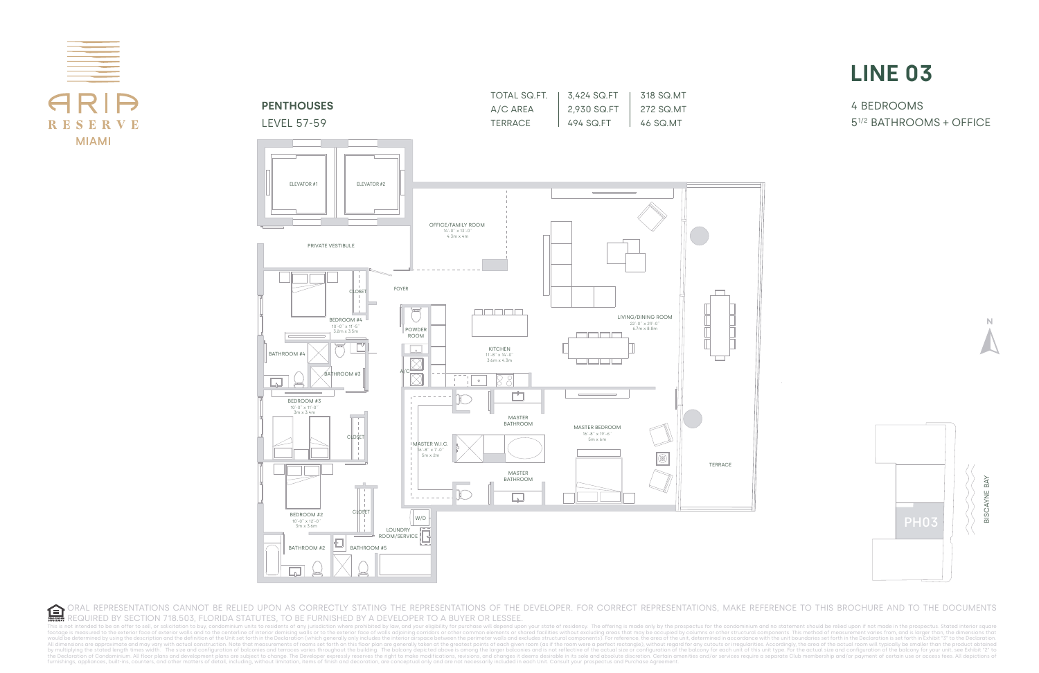ARIA RESERVE MIAMI

## PENTHOUSES

LEVEL 57-59

| | | |
|---|---|---|
| TOTAL SQ.FT. | 3,424 SQ.FT | 318 SQ.MT |
| A/C AREA | 2,930 SQ.FT | 272 SQ.MT |
| TERRACE | 494 SQ.FT | 46 SQ.MT |

# LINE 03

4 BEDROOMS

5 1/2 BATHROOMS + OFFICE

ELEVATOR #1

ELEVATOR #2

PRIVATE VESTIBULE

OFFICE/FAMILY ROOM
14'-0" x 13'-0"
4.3m x 4m

FOYER

CLOSET

BEDROOM #4
10'-0" x 11'-5"
3.2m x 3.5m

POWDER ROOM

KITCHEN
11'-8" x 14'-0"
3.6m x 4.3m

LIVING/DINING ROOM
22'-0" x 29'-0"
6.7m x 8.8m

BATHROOM #4

BATHROOM #3

A/C

BEDROOM #3
10'-0" x 11'-0"
3m x 3.4m

CLOSET

MASTER BATHROOM

MASTER BEDROOM
16'-8" x 19'-6"
5m x 6m

MASTER W.I.C.
16'-8" x 7'-0"
5m x 2m

MASTER BATHROOM

TERRACE

BEDROOM #2
10'-0" x 12'-0"
3m x 3.6m

CLOSET

W/D

LOUNDRY ROOM/SERVICE

BATHROOM #2

BATHROOM #5

N

PH03

BISCAYNE BAY

ORAL REPRESENTATIONS CANNOT BE RELIED UPON AS CORRECTLY STATING THE REPRESENTATIONS OF THE DEVELOPER. FOR CORRECT REPRESENTATIONS, MAKE REFERENCE TO THIS BROCHURE AND TO THE DOCUMENTS REQUIRED BY SECTION 718.503, FLORIDA STATUTES, TO BE FURNISHED BY A DEVELOPER TO A BUYER OR LESSEE.

This is not intended to be an offer to sell, or solicitation to buy, condominium units to residents of any jurisdiction where prohibited by law, and your eligibility for purchase will depend upon your state of residency. The offering is made only by the prospectus for the condominium and no statement should be relied upon if not made in the prospectus. Stated interior square footage is measured to the exterior face of exterior walls and to the centerline of interior demising walls or to the exterior face of walls adjoining corridors or other common elements or shared facilities without excluding areas that may be occupied by columns or other structural components. This method of measurement varies from, and is larger than, the dimensions that would be determined by using the description and the definition of the Unit set forth in the Declaration (which generally only includes the interior airspace between the perimeter walls and excludes structural components). For reference, the area of the unit, determined in accordance with the unit boundaries set forth in the Declaration is set forth in Exhibit "3" to the Declaration. All dimensions are approximate and may vary with actual construction. Note that measurements of rooms set forth on this floor plan are generally taken at the greatest points of each given room (as if the room were a perfect rectangle), without regard for any cutouts or irregularities. Accordingly, the area of the actual room will typically be smaller than the product obtained by multiplying the stated length times width. The size and configuration of balconies and terraces varies throughout the building. The balcony depicted above is among the larger balconies and is not reflective of the actual size or configuration of the balcony for each unit of this unit type. For the actual size and configuration of the balcony for your unit, see Exhibit "2" to the Declaration of Condominium. All floor plans and development plans are subject to change. The Developer expressly reserves the right to make modifications, revisions, and changes it deems desirable in its sole and absolute discretion. Certain amenities and/or services require a separate Club membership and/or payment of certain use or access fees. All depictions of furnishings, appliances, built-ins, counters, and other matters of detail, including, without limitation, items of finish and decoration, are conceptual only and are not necessarily included in each Unit. Consult your prospectus and Purchase Agreement.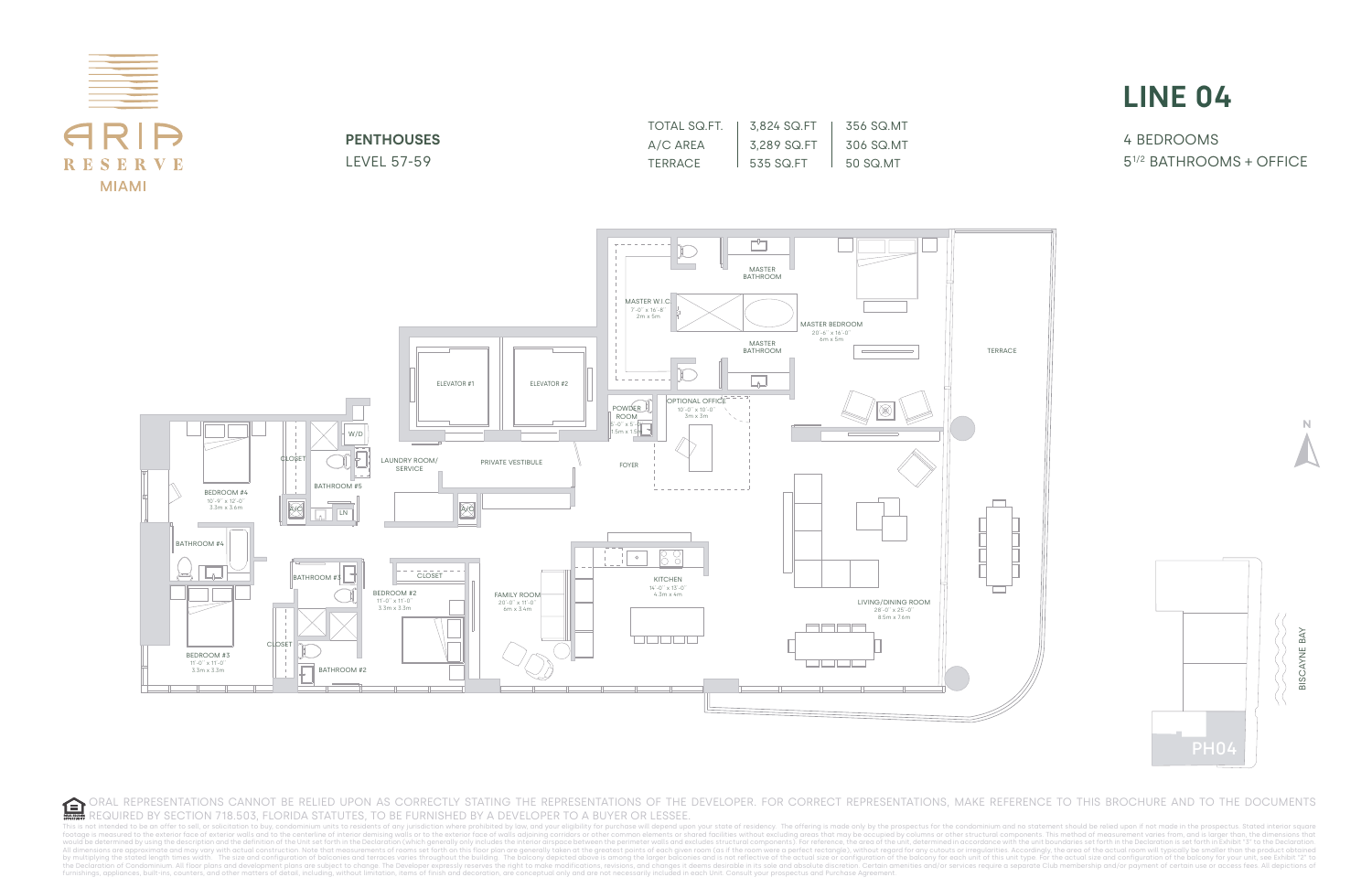ARIA RESERVE MIAMI

**PENTHOUSES**
LEVEL 57-59

| | | |
|---|---|---|
| TOTAL SQ.FT. | 3,824 SQ.FT | 356 SQ.MT |
| A/C AREA | 3,289 SQ.FT | 306 SQ.MT |
| TERRACE | 535 SQ.FT | 50 SQ.MT |

# LINE 04

4 BEDROOMS
5 1/2 BATHROOMS + OFFICE

MASTER BATHROOM
MASTER W.I.C 7'-0" x 16'-8" 2m x 5m
MASTER BEDROOM 20'-6" x 16'-0" 6m x 5m
MASTER BATHROOM
TERRACE
ELEVATOR #1
ELEVATOR #2
POWDER ROOM 5'-0" x 5'-0" 1.5m x 1.5m
OPTIONAL OFFICE 10'-0" x 10'-0" 3m x 3m
W/D
CLOSET
BATHROOM #5
LAUNDRY ROOM/ SERVICE
PRIVATE VESTIBULE
FOYER
BEDROOM #4 10'-9" x 12'-0" 3.3m x 3.6m
A/C
LN
A/C
BATHROOM #4
BATHROOM #3
CLOSET
BEDROOM #2 11'-0" x 11'-0" 3.3m x 3.3m
FAMILY ROOM 20'-0" x 11'-0" 6m x 3.4m
KITCHEN 14'-0" x 13'-0" 4.3m x 4m
LIVING/DINING ROOM 28'-0" x 25'-0" 8.5m x 7.6m
BEDROOM #3 11'-0" x 11'-0" 3.3m x 3.3m
CLOSET
BATHROOM #2
N
BISCAYNE BAY
PH04

ORAL REPRESENTATIONS CANNOT BE RELIED UPON AS CORRECTLY STATING THE REPRESENTATIONS OF THE DEVELOPER. FOR CORRECT REPRESENTATIONS, MAKE REFERENCE TO THIS BROCHURE AND TO THE DOCUMENTS REQUIRED BY SECTION 718.503, FLORIDA STATUTES, TO BE FURNISHED BY A DEVELOPER TO A BUYER OR LESSEE.

This is not intended to be an offer to sell, or solicitation to buy, condominium units to residents of any jurisdiction where prohibited by law, and your eligibility for purchase will depend upon your state of residency. The offering is made only by the prospectus for the condominium and no statement should be relied upon if not made in the prospectus. Stated interior square footage is measured to the exterior face of exterior walls and to the centerline of interior demising walls or to the exterior face of walls adjoining corridors or other common elements or shared facilities without excluding areas that may be occupied by columns or other structural components. This method of measurement varies from, and is larger than, the dimensions that would be determined by using the description and the definition of the Unit set forth in the Declaration (which generally only includes the interior airspace between the perimeter walls and excludes structural components). For reference, the area of the unit, determined in accordance with the unit boundaries set forth in the Declaration is set forth in Exhibit "3" to the Declaration. All dimensions are approximate and may vary with actual construction. Note that measurements of rooms set forth on this floor plan are generally taken at the greatest points of each given room (as if the room were a perfect rectangle), without regard for any cutouts or irregularities. Accordingly, the area of the actual room will typically be smaller than the product obtained by multiplying the stated length times width. The size and configuration of balconies and terraces varies throughout the building. The balcony depicted above is among the larger balconies and is not reflective of the actual size or configuration of the balcony for each unit of this unit type. For the actual size and configuration of the balcony for your unit, see Exhibit "2" to the Declaration of Condominium. All floor plans and development plans are subject to change. The Developer expressly reserves the right to make modifications, revisions, and changes it deems desirable in its sole and absolute discretion. Certain amenities and/or services require a separate Club membership and/or payment of certain use or access fees. All depictions of furnishings, appliances, built-ins, counters, and other matters of detail, including, without limitation, items of finish and decoration, are conceptual only and are not necessarily included in each Unit. Consult your prospectus and Purchase Agreement.